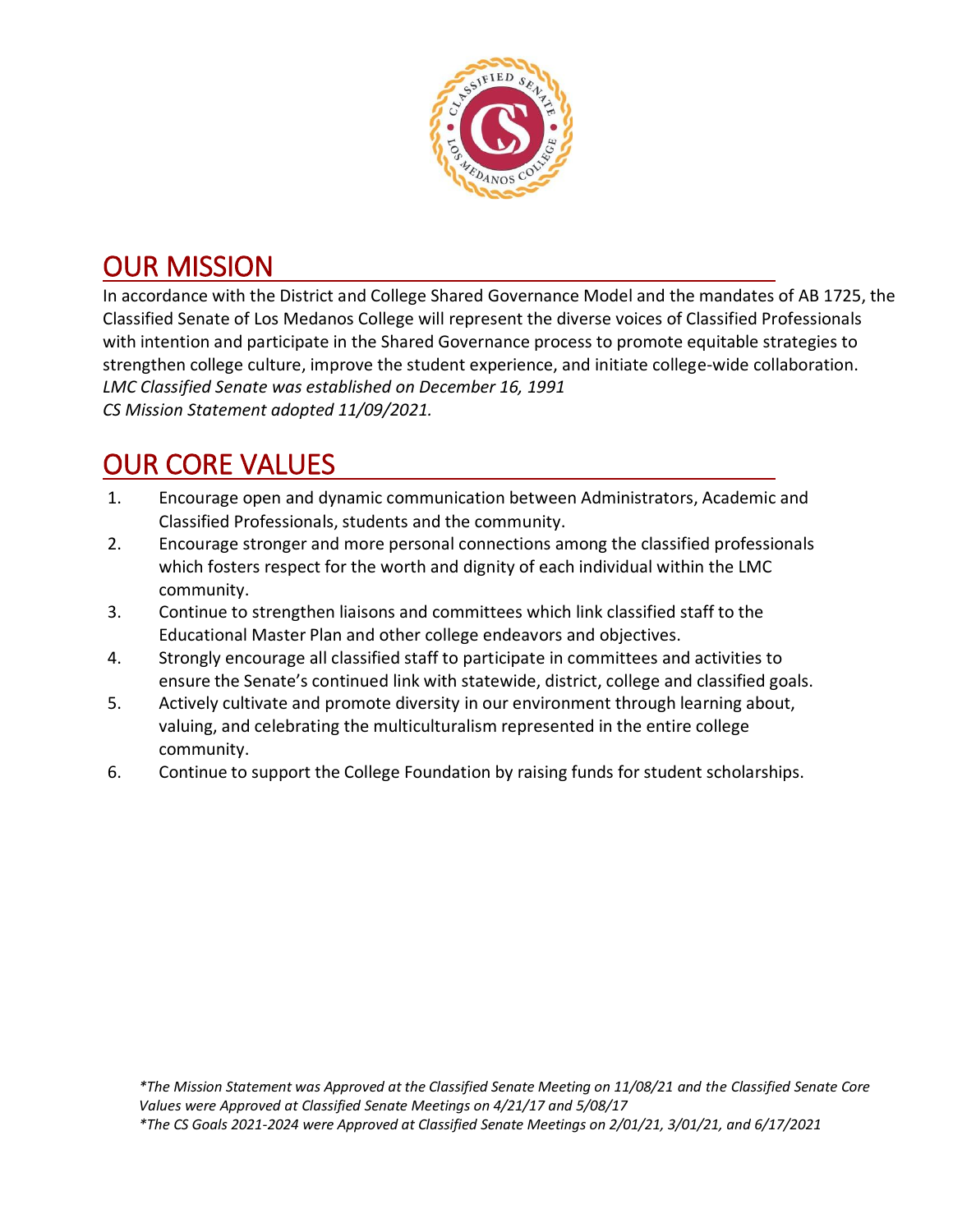# OUR MISSION

In accordance with the District and College Shared Governance Model and the mandates of AB 1725, the Classified Senate of Los Medanos College will represent the diverse voices of Classified Professionals with intention and participate in the Shared Governance process to promote equitable strategies to strengthen college culture, improve the student experience, and initiate college-wide collaboration.

*LMC Classified Senate was established on December 16, 1991*

*CS Mission Statement adopted 11/09/2021.*

# OUR CORE VALUES

1. Encourage open and dynamic communication between Administrators, Academic and Classified Professionals, students and the community.
2. Encourage stronger and more personal connections among the classified professionals which fosters respect for the worth and dignity of each individual within the LMC community.
3. Continue to strengthen liaisons and committees which link classified staff to the Educational Master Plan and other college endeavors and objectives.
4. Strongly encourage all classified staff to participate in committees and activities to ensure the Senate's continued link with statewide, district, college and classified goals.
5. Actively cultivate and promote diversity in our environment through learning about, valuing, and celebrating the multiculturalism represented in the entire college community.
6. Continue to support the College Foundation by raising funds for student scholarships.

*\*The Mission Statement was Approved at the Classified Senate Meeting on 11/08/21 and the Classified Senate Core Values were Approved at Classified Senate Meetings on 4/21/17 and 5/08/17*

*\*The CS Goals 2021-2024 were Approved at Classified Senate Meetings on 2/01/21, 3/01/21, and 6/17/2021*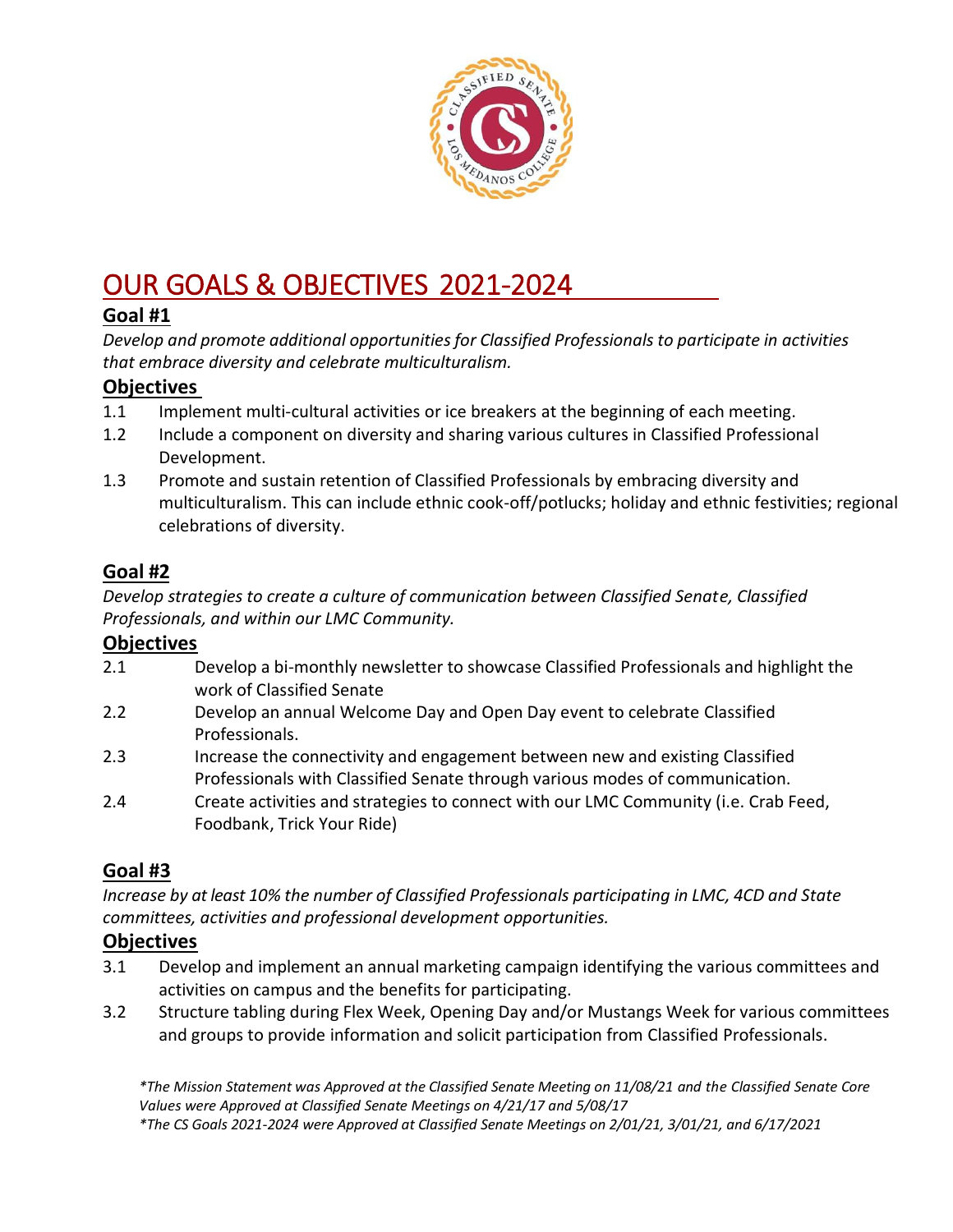# OUR GOALS & OBJECTIVES 2021-2024

## Goal #1

*Develop and promote additional opportunities for Classified Professionals to participate in activities that embrace diversity and celebrate multiculturalism.*

### Objectives

1.1 Implement multi-cultural activities or ice breakers at the beginning of each meeting.

1.2 Include a component on diversity and sharing various cultures in Classified Professional Development.

1.3 Promote and sustain retention of Classified Professionals by embracing diversity and multiculturalism. This can include ethnic cook-off/potlucks; holiday and ethnic festivities; regional celebrations of diversity.

## Goal #2

*Develop strategies to create a culture of communication between Classified Senate, Classified Professionals, and within our LMC Community.*

### Objectives

2.1 Develop a bi-monthly newsletter to showcase Classified Professionals and highlight the work of Classified Senate

2.2 Develop an annual Welcome Day and Open Day event to celebrate Classified Professionals.

2.3 Increase the connectivity and engagement between new and existing Classified Professionals with Classified Senate through various modes of communication.

2.4 Create activities and strategies to connect with our LMC Community (i.e. Crab Feed, Foodbank, Trick Your Ride)

## Goal #3

*Increase by at least 10% the number of Classified Professionals participating in LMC, 4CD and State committees, activities and professional development opportunities.*

### Objectives

3.1 Develop and implement an annual marketing campaign identifying the various committees and activities on campus and the benefits for participating.

3.2 Structure tabling during Flex Week, Opening Day and/or Mustangs Week for various committees and groups to provide information and solicit participation from Classified Professionals.

*\*The Mission Statement was Approved at the Classified Senate Meeting on 11/08/21 and the Classified Senate Core Values were Approved at Classified Senate Meetings on 4/21/17 and 5/08/17*

*\*The CS Goals 2021-2024 were Approved at Classified Senate Meetings on 2/01/21, 3/01/21, and 6/17/2021*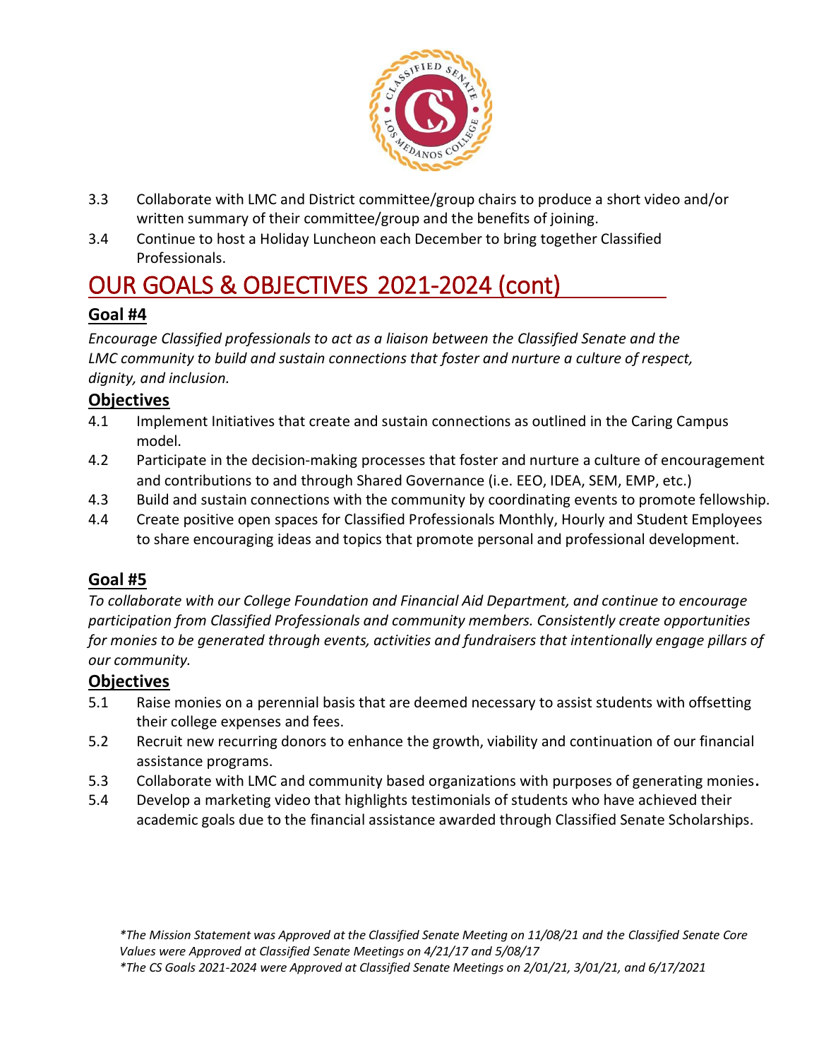3.3 Collaborate with LMC and District committee/group chairs to produce a short video and/or written summary of their committee/group and the benefits of joining.

3.4 Continue to host a Holiday Luncheon each December to bring together Classified Professionals.

# OUR GOALS & OBJECTIVES 2021-2024 (cont)

## Goal #4

*Encourage Classified professionals to act as a liaison between the Classified Senate and the LMC community to build and sustain connections that foster and nurture a culture of respect, dignity, and inclusion.*

### Objectives

4.1 Implement Initiatives that create and sustain connections as outlined in the Caring Campus model.

4.2 Participate in the decision-making processes that foster and nurture a culture of encouragement and contributions to and through Shared Governance (i.e. EEO, IDEA, SEM, EMP, etc.)

4.3 Build and sustain connections with the community by coordinating events to promote fellowship.

4.4 Create positive open spaces for Classified Professionals Monthly, Hourly and Student Employees to share encouraging ideas and topics that promote personal and professional development.

## Goal #5

*To collaborate with our College Foundation and Financial Aid Department, and continue to encourage participation from Classified Professionals and community members. Consistently create opportunities for monies to be generated through events, activities and fundraisers that intentionally engage pillars of our community.*

### Objectives

5.1 Raise monies on a perennial basis that are deemed necessary to assist students with offsetting their college expenses and fees.

5.2 Recruit new recurring donors to enhance the growth, viability and continuation of our financial assistance programs.

5.3 Collaborate with LMC and community based organizations with purposes of generating monies.

5.4 Develop a marketing video that highlights testimonials of students who have achieved their academic goals due to the financial assistance awarded through Classified Senate Scholarships.

*\*The Mission Statement was Approved at the Classified Senate Meeting on 11/08/21 and the Classified Senate Core Values were Approved at Classified Senate Meetings on 4/21/17 and 5/08/17*

*\*The CS Goals 2021-2024 were Approved at Classified Senate Meetings on 2/01/21, 3/01/21, and 6/17/2021*